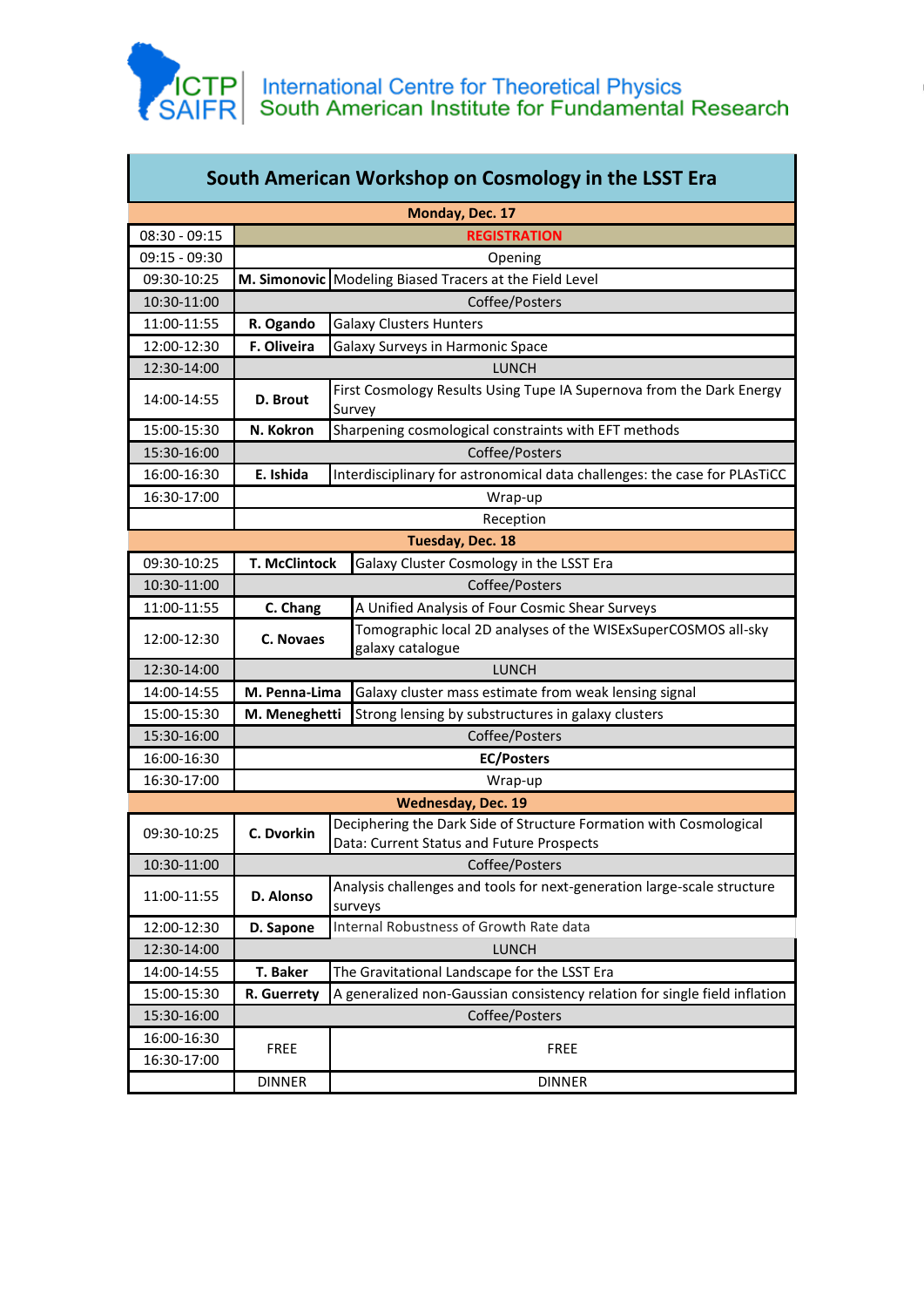ICTP SAIFR

International Centre for Theoretical Physics
South American Institute for Fundamental Research

# South American Workshop on Cosmology in the LSST Era

| Time | Speaker | Title |
|---|---|---|
| **Monday, Dec. 17** | | |
| 08:30 - 09:15 | | **REGISTRATION** |
| 09:15 - 09:30 | | Opening |
| 09:30-10:25 | **M. Simonovic** | Modeling Biased Tracers at the Field Level |
| 10:30-11:00 | | Coffee/Posters |
| 11:00-11:55 | **R. Ogando** | Galaxy Clusters Hunters |
| 12:00-12:30 | **F. Oliveira** | Galaxy Surveys in Harmonic Space |
| 12:30-14:00 | | LUNCH |
| 14:00-14:55 | **D. Brout** | First Cosmology Results Using Tupe IA Supernova from the Dark Energy Survey |
| 15:00-15:30 | **N. Kokron** | Sharpening cosmological constraints with EFT methods |
| 15:30-16:00 | | Coffee/Posters |
| 16:00-16:30 | **E. Ishida** | Interdisciplinary for astronomical data challenges: the case for PLAsTiCC |
| 16:30-17:00 | | Wrap-up |
| | | Reception |
| **Tuesday, Dec. 18** | | |
| 09:30-10:25 | **T. McClintock** | Galaxy Cluster Cosmology in the LSST Era |
| 10:30-11:00 | | Coffee/Posters |
| 11:00-11:55 | **C. Chang** | A Unified Analysis of Four Cosmic Shear Surveys |
| 12:00-12:30 | **C. Novaes** | Tomographic local 2D analyses of the WISExSuperCOSMOS all-sky galaxy catalogue |
| 12:30-14:00 | | LUNCH |
| 14:00-14:55 | **M. Penna-Lima** | Galaxy cluster mass estimate from weak lensing signal |
| 15:00-15:30 | **M. Meneghetti** | Strong lensing by substructures in galaxy clusters |
| 15:30-16:00 | | Coffee/Posters |
| 16:00-16:30 | | **EC/Posters** |
| 16:30-17:00 | | Wrap-up |
| **Wednesday, Dec. 19** | | |
| 09:30-10:25 | **C. Dvorkin** | Deciphering the Dark Side of Structure Formation with Cosmological Data: Current Status and Future Prospects |
| 10:30-11:00 | | Coffee/Posters |
| 11:00-11:55 | **D. Alonso** | Analysis challenges and tools for next-generation large-scale structure surveys |
| 12:00-12:30 | **D. Sapone** | Internal Robustness of Growth Rate data |
| 12:30-14:00 | | LUNCH |
| 14:00-14:55 | **T. Baker** | The Gravitational Landscape for the LSST Era |
| 15:00-15:30 | **R. Guerrety** | A generalized non-Gaussian consistency relation for single field inflation |
| 15:30-16:00 | | Coffee/Posters |
| 16:00-16:30 | FREE | FREE |
| 16:30-17:00 | | |
| | DINNER | DINNER |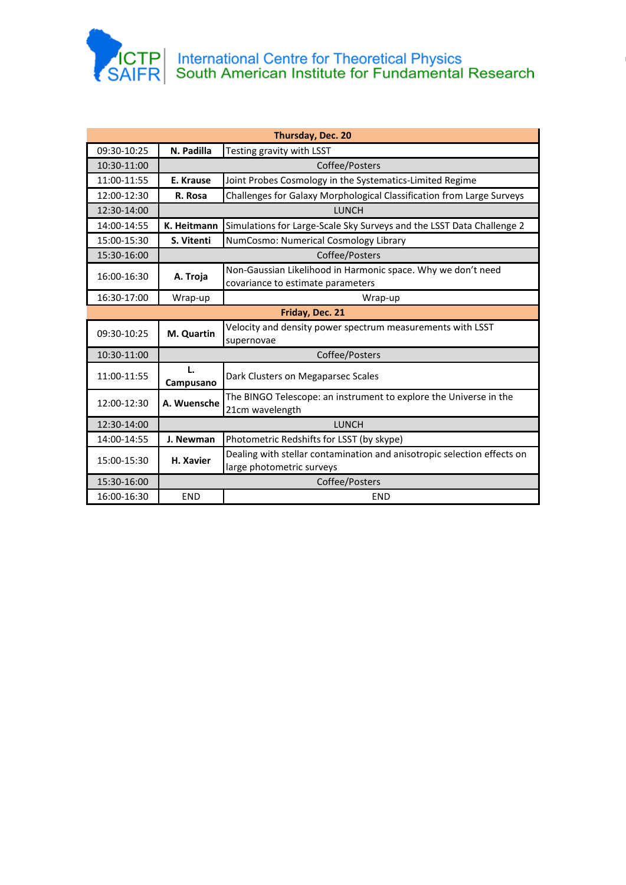ICTP SAIFR
International Centre for Theoretical Physics
South American Institute for Fundamental Research

| | | |
|---|---|---|
| **Thursday, Dec. 20** | | |
| 09:30-10:25 | **N. Padilla** | Testing gravity with LSST |
| 10:30-11:00 | | Coffee/Posters |
| 11:00-11:55 | **E. Krause** | Joint Probes Cosmology in the Systematics-Limited Regime |
| 12:00-12:30 | **R. Rosa** | Challenges for Galaxy Morphological Classification from Large Surveys |
| 12:30-14:00 | | LUNCH |
| 14:00-14:55 | **K. Heitmann** | Simulations for Large-Scale Sky Surveys and the LSST Data Challenge 2 |
| 15:00-15:30 | **S. Vitenti** | NumCosmo: Numerical Cosmology Library |
| 15:30-16:00 | | Coffee/Posters |
| 16:00-16:30 | **A. Troja** | Non-Gaussian Likelihood in Harmonic space. Why we don't need covariance to estimate parameters |
| 16:30-17:00 | Wrap-up | Wrap-up |
| **Friday, Dec. 21** | | |
| 09:30-10:25 | **M. Quartin** | Velocity and density power spectrum measurements with LSST supernovae |
| 10:30-11:00 | | Coffee/Posters |
| 11:00-11:55 | **L. Campusano** | Dark Clusters on Megaparsec Scales |
| 12:00-12:30 | **A. Wuensche** | The BINGO Telescope: an instrument to explore the Universe in the 21cm wavelength |
| 12:30-14:00 | | LUNCH |
| 14:00-14:55 | **J. Newman** | Photometric Redshifts for LSST (by skype) |
| 15:00-15:30 | **H. Xavier** | Dealing with stellar contamination and anisotropic selection effects on large photometric surveys |
| 15:30-16:00 | | Coffee/Posters |
| 16:00-16:30 | END | END |